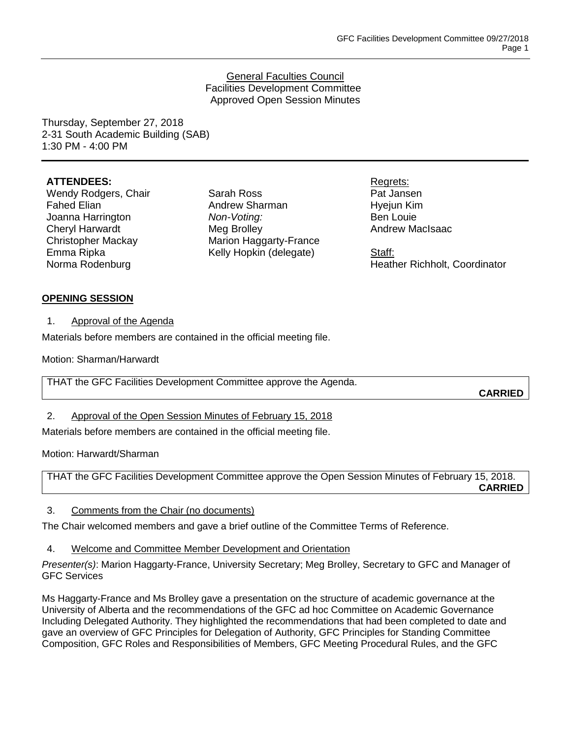General Faculties Council
Facilities Development Committee
Approved Open Session Minutes

Thursday, September 27, 2018
2-31 South Academic Building (SAB)
1:30 PM - 4:00 PM

**ATTENDEES:**
Wendy Rodgers, Chair
Fahed Elian
Joanna Harrington
Cheryl Harwardt
Christopher Mackay
Emma Ripka
Norma Rodenburg
Sarah Ross
Andrew Sharman
*Non-Voting:*
Meg Brolley
Marion Haggarty-France
Kelly Hopkin (delegate)

Regrets:
Pat Jansen
Hyejun Kim
Ben Louie
Andrew MacIsaac

Staff:
Heather Richholt, Coordinator

**OPENING SESSION**

1. Approval of the Agenda

Materials before members are contained in the official meeting file.

Motion: Sharman/Harwardt

THAT the GFC Facilities Development Committee approve the Agenda.

**CARRIED**

2. Approval of the Open Session Minutes of February 15, 2018

Materials before members are contained in the official meeting file.

Motion: Harwardt/Sharman

THAT the GFC Facilities Development Committee approve the Open Session Minutes of February 15, 2018.

**CARRIED**

3. Comments from the Chair (no documents)

The Chair welcomed members and gave a brief outline of the Committee Terms of Reference.

4. Welcome and Committee Member Development and Orientation

*Presenter(s)*: Marion Haggarty-France, University Secretary; Meg Brolley, Secretary to GFC and Manager of GFC Services

Ms Haggarty-France and Ms Brolley gave a presentation on the structure of academic governance at the University of Alberta and the recommendations of the GFC ad hoc Committee on Academic Governance Including Delegated Authority. They highlighted the recommendations that had been completed to date and gave an overview of GFC Principles for Delegation of Authority, GFC Principles for Standing Committee Composition, GFC Roles and Responsibilities of Members, GFC Meeting Procedural Rules, and the GFC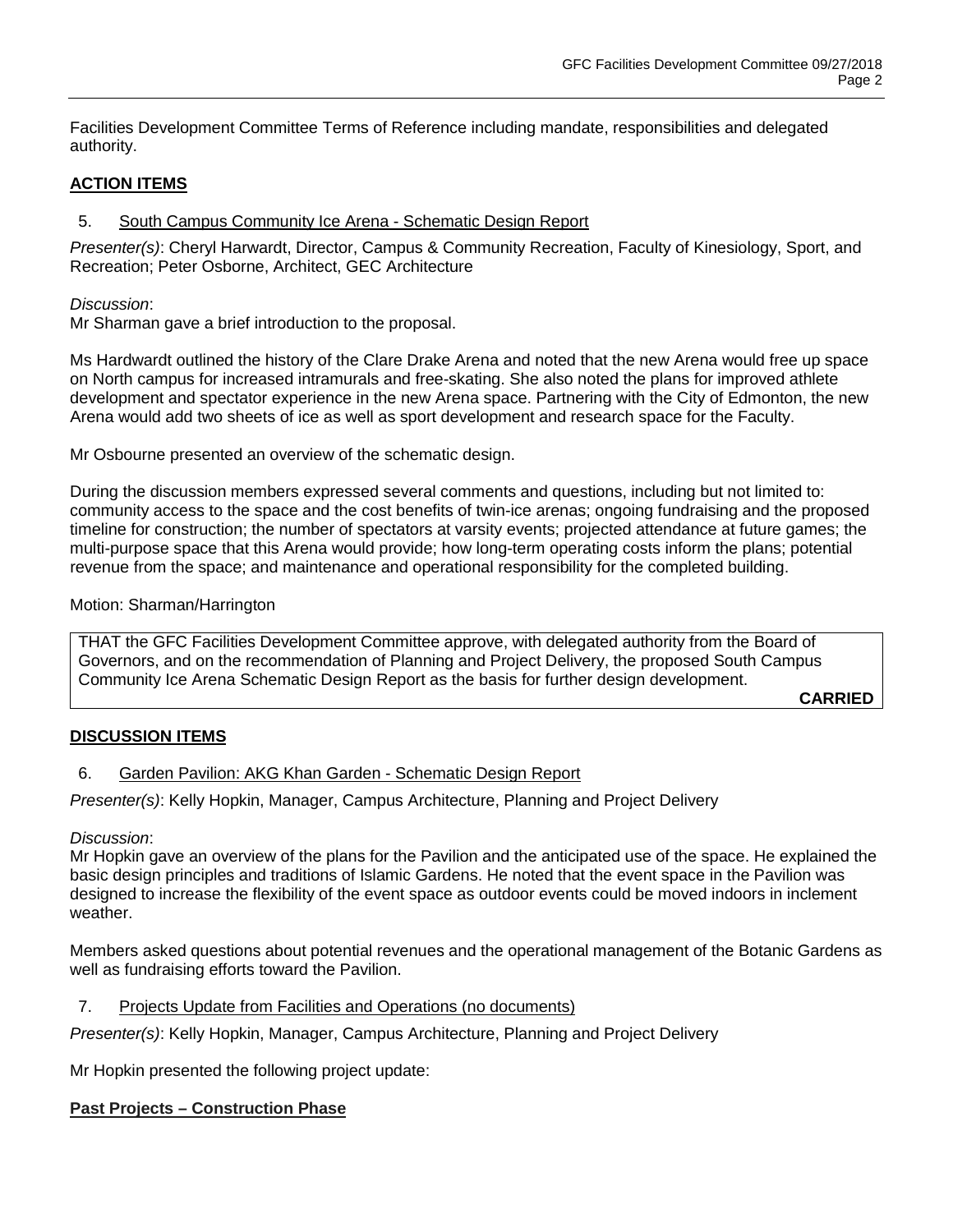Facilities Development Committee Terms of Reference including mandate, responsibilities and delegated authority.

## ACTION ITEMS

5. South Campus Community Ice Arena - Schematic Design Report

*Presenter(s)*: Cheryl Harwardt, Director, Campus & Community Recreation, Faculty of Kinesiology, Sport, and Recreation; Peter Osborne, Architect, GEC Architecture

*Discussion*:
Mr Sharman gave a brief introduction to the proposal.

Ms Hardwardt outlined the history of the Clare Drake Arena and noted that the new Arena would free up space on North campus for increased intramurals and free-skating. She also noted the plans for improved athlete development and spectator experience in the new Arena space. Partnering with the City of Edmonton, the new Arena would add two sheets of ice as well as sport development and research space for the Faculty.

Mr Osbourne presented an overview of the schematic design.

During the discussion members expressed several comments and questions, including but not limited to: community access to the space and the cost benefits of twin-ice arenas; ongoing fundraising and the proposed timeline for construction; the number of spectators at varsity events; projected attendance at future games; the multi-purpose space that this Arena would provide; how long-term operating costs inform the plans; potential revenue from the space; and maintenance and operational responsibility for the completed building.

Motion: Sharman/Harrington

THAT the GFC Facilities Development Committee approve, with delegated authority from the Board of Governors, and on the recommendation of Planning and Project Delivery, the proposed South Campus Community Ice Arena Schematic Design Report as the basis for further design development.

**CARRIED**

## DISCUSSION ITEMS

6. Garden Pavilion: AKG Khan Garden - Schematic Design Report

*Presenter(s)*: Kelly Hopkin, Manager, Campus Architecture, Planning and Project Delivery

*Discussion*:
Mr Hopkin gave an overview of the plans for the Pavilion and the anticipated use of the space. He explained the basic design principles and traditions of Islamic Gardens. He noted that the event space in the Pavilion was designed to increase the flexibility of the event space as outdoor events could be moved indoors in inclement weather.

Members asked questions about potential revenues and the operational management of the Botanic Gardens as well as fundraising efforts toward the Pavilion.

7. Projects Update from Facilities and Operations (no documents)

*Presenter(s)*: Kelly Hopkin, Manager, Campus Architecture, Planning and Project Delivery

Mr Hopkin presented the following project update:

### Past Projects – Construction Phase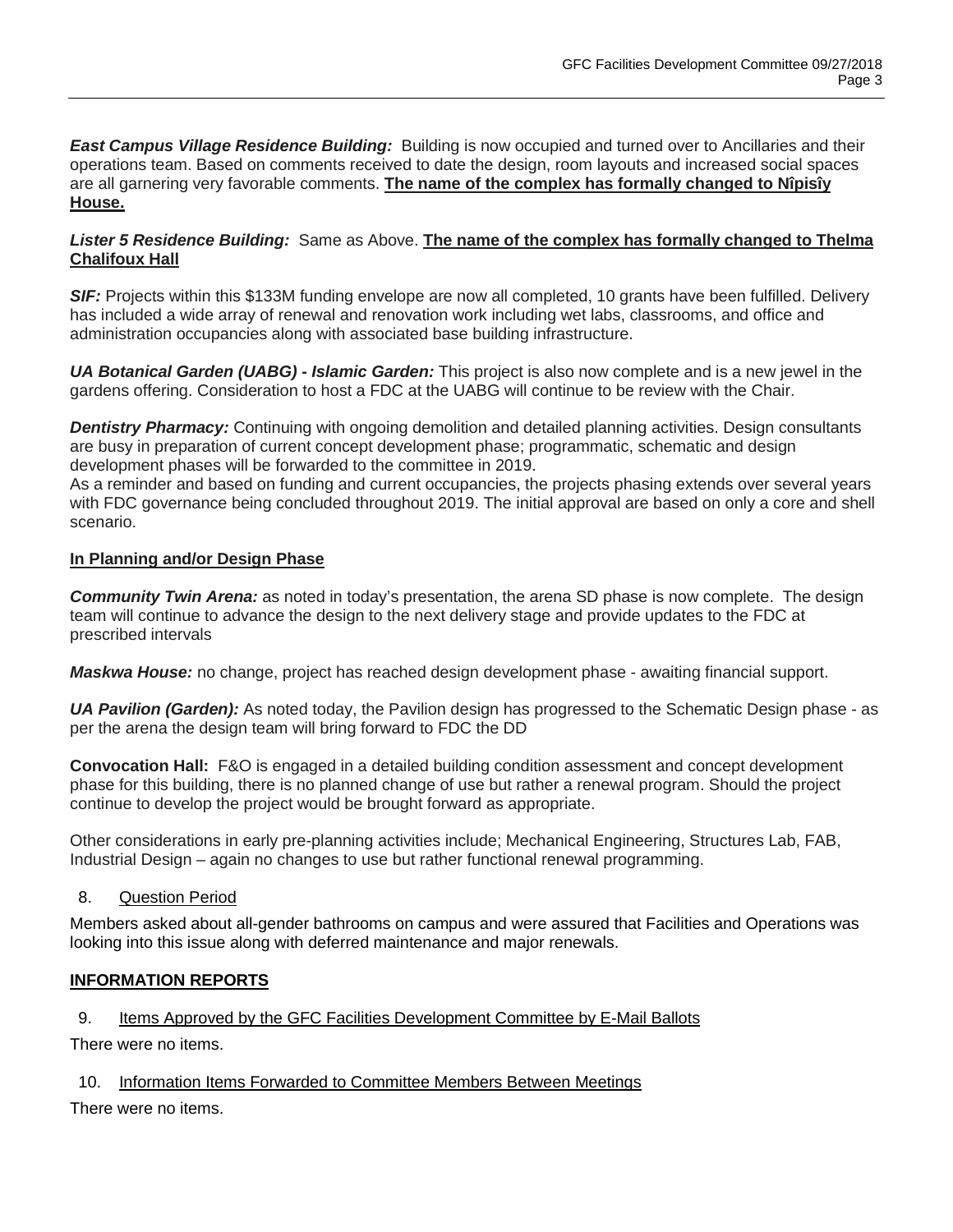***East Campus Village Residence Building:*** Building is now occupied and turned over to Ancillaries and their operations team. Based on comments received to date the design, room layouts and increased social spaces are all garnering very favorable comments. **The name of the complex has formally changed to Nîpisîy House.**

***Lister 5 Residence Building:*** Same as Above. **The name of the complex has formally changed to Thelma Chalifoux Hall**

***SIF:*** Projects within this $133M funding envelope are now all completed, 10 grants have been fulfilled. Delivery has included a wide array of renewal and renovation work including wet labs, classrooms, and office and administration occupancies along with associated base building infrastructure.

***UA Botanical Garden (UABG) - Islamic Garden:*** This project is also now complete and is a new jewel in the gardens offering. Consideration to host a FDC at the UABG will continue to be review with the Chair.

***Dentistry Pharmacy:*** Continuing with ongoing demolition and detailed planning activities. Design consultants are busy in preparation of current concept development phase; programmatic, schematic and design development phases will be forwarded to the committee in 2019.
As a reminder and based on funding and current occupancies, the projects phasing extends over several years with FDC governance being concluded throughout 2019. The initial approval are based on only a core and shell scenario.

**In Planning and/or Design Phase**

***Community Twin Arena:*** as noted in today's presentation, the arena SD phase is now complete. The design team will continue to advance the design to the next delivery stage and provide updates to the FDC at prescribed intervals

***Maskwa House:*** no change, project has reached design development phase - awaiting financial support.

***UA Pavilion (Garden):*** As noted today, the Pavilion design has progressed to the Schematic Design phase - as per the arena the design team will bring forward to FDC the DD

**Convocation Hall:** F&O is engaged in a detailed building condition assessment and concept development phase for this building, there is no planned change of use but rather a renewal program. Should the project continue to develop the project would be brought forward as appropriate.

Other considerations in early pre-planning activities include; Mechanical Engineering, Structures Lab, FAB, Industrial Design – again no changes to use but rather functional renewal programming.

8. Question Period

Members asked about all-gender bathrooms on campus and were assured that Facilities and Operations was looking into this issue along with deferred maintenance and major renewals.

**INFORMATION REPORTS**

9. Items Approved by the GFC Facilities Development Committee by E-Mail Ballots

There were no items.

10. Information Items Forwarded to Committee Members Between Meetings

There were no items.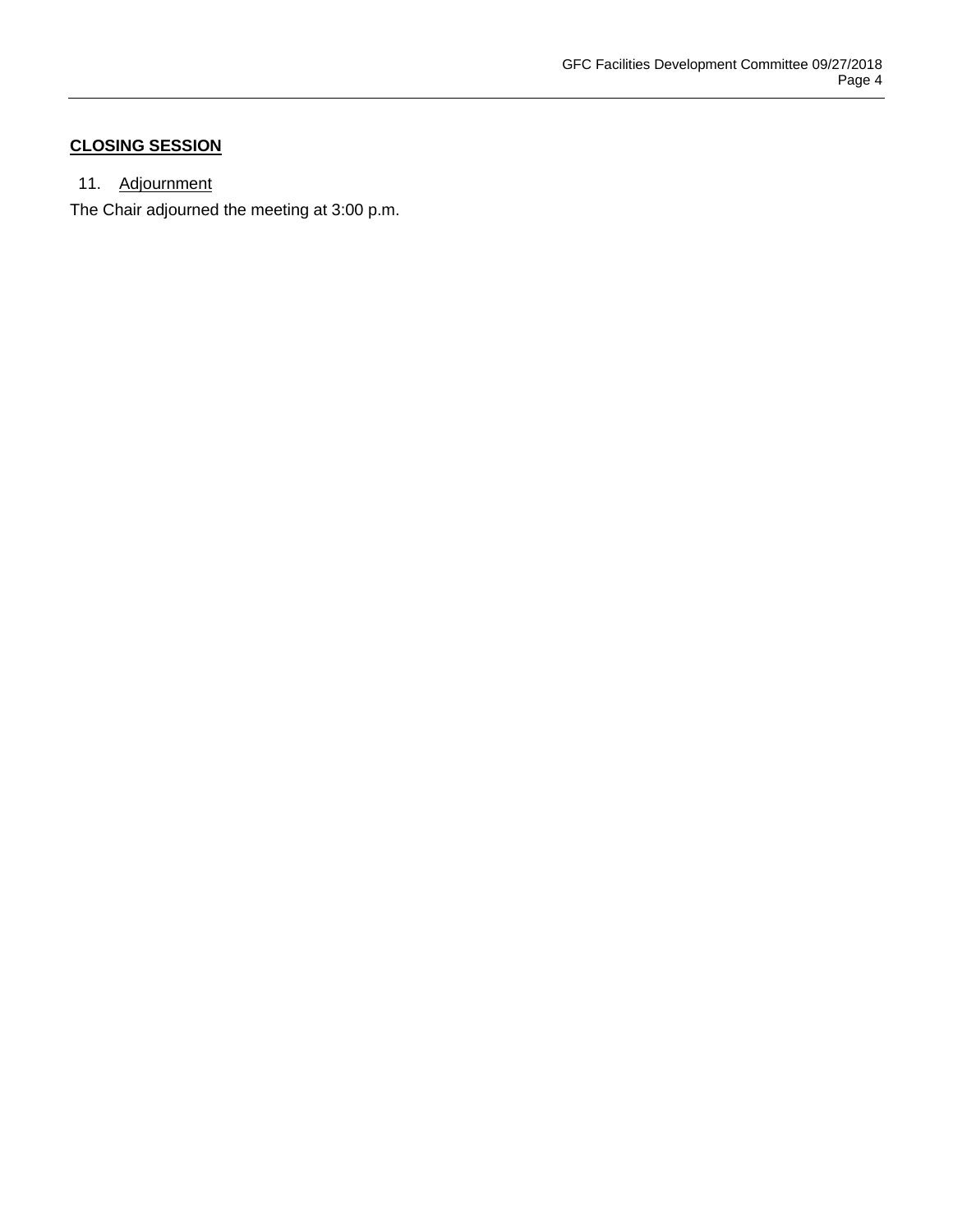**CLOSING SESSION**

11. Adjournment

The Chair adjourned the meeting at 3:00 p.m.